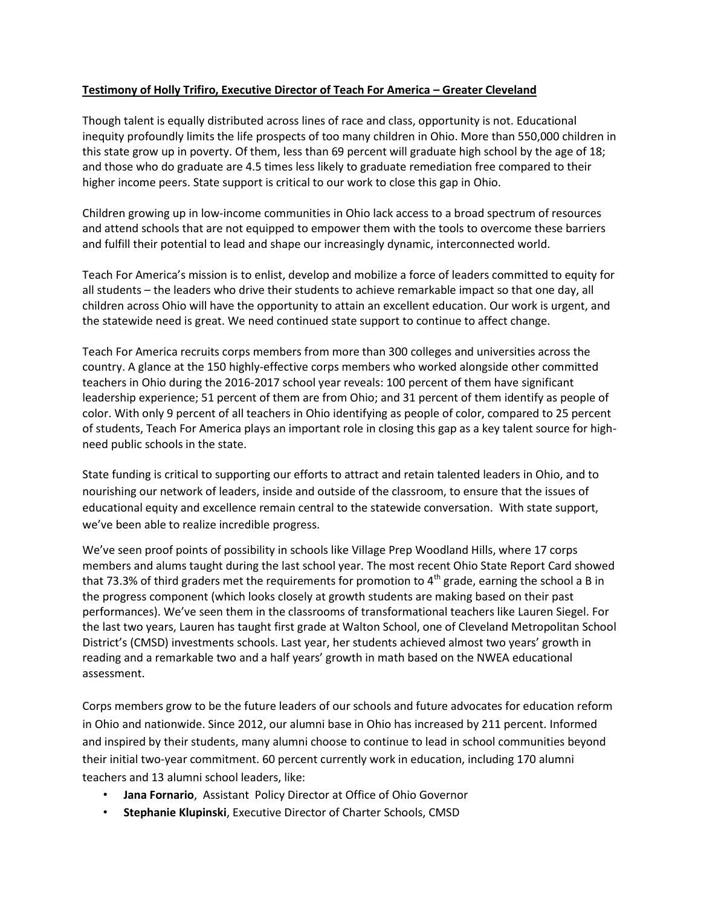**Testimony of Holly Trifiro, Executive Director of Teach For America – Greater Cleveland**

Though talent is equally distributed across lines of race and class, opportunity is not. Educational inequity profoundly limits the life prospects of too many children in Ohio. More than 550,000 children in this state grow up in poverty. Of them, less than 69 percent will graduate high school by the age of 18; and those who do graduate are 4.5 times less likely to graduate remediation free compared to their higher income peers. State support is critical to our work to close this gap in Ohio.

Children growing up in low-income communities in Ohio lack access to a broad spectrum of resources and attend schools that are not equipped to empower them with the tools to overcome these barriers and fulfill their potential to lead and shape our increasingly dynamic, interconnected world.

Teach For America's mission is to enlist, develop and mobilize a force of leaders committed to equity for all students – the leaders who drive their students to achieve remarkable impact so that one day, all children across Ohio will have the opportunity to attain an excellent education. Our work is urgent, and the statewide need is great. We need continued state support to continue to affect change.

Teach For America recruits corps members from more than 300 colleges and universities across the country. A glance at the 150 highly-effective corps members who worked alongside other committed teachers in Ohio during the 2016-2017 school year reveals: 100 percent of them have significant leadership experience; 51 percent of them are from Ohio; and 31 percent of them identify as people of color. With only 9 percent of all teachers in Ohio identifying as people of color, compared to 25 percent of students, Teach For America plays an important role in closing this gap as a key talent source for high-need public schools in the state.

State funding is critical to supporting our efforts to attract and retain talented leaders in Ohio, and to nourishing our network of leaders, inside and outside of the classroom, to ensure that the issues of educational equity and excellence remain central to the statewide conversation. With state support, we've been able to realize incredible progress.

We've seen proof points of possibility in schools like Village Prep Woodland Hills, where 17 corps members and alums taught during the last school year. The most recent Ohio State Report Card showed that 73.3% of third graders met the requirements for promotion to 4th grade, earning the school a B in the progress component (which looks closely at growth students are making based on their past performances). We've seen them in the classrooms of transformational teachers like Lauren Siegel. For the last two years, Lauren has taught first grade at Walton School, one of Cleveland Metropolitan School District's (CMSD) investments schools. Last year, her students achieved almost two years' growth in reading and a remarkable two and a half years' growth in math based on the NWEA educational assessment.

Corps members grow to be the future leaders of our schools and future advocates for education reform in Ohio and nationwide. Since 2012, our alumni base in Ohio has increased by 211 percent. Informed and inspired by their students, many alumni choose to continue to lead in school communities beyond their initial two-year commitment. 60 percent currently work in education, including 170 alumni teachers and 13 alumni school leaders, like:

- **Jana Fornario**, Assistant Policy Director at Office of Ohio Governor
- **Stephanie Klupinski**, Executive Director of Charter Schools, CMSD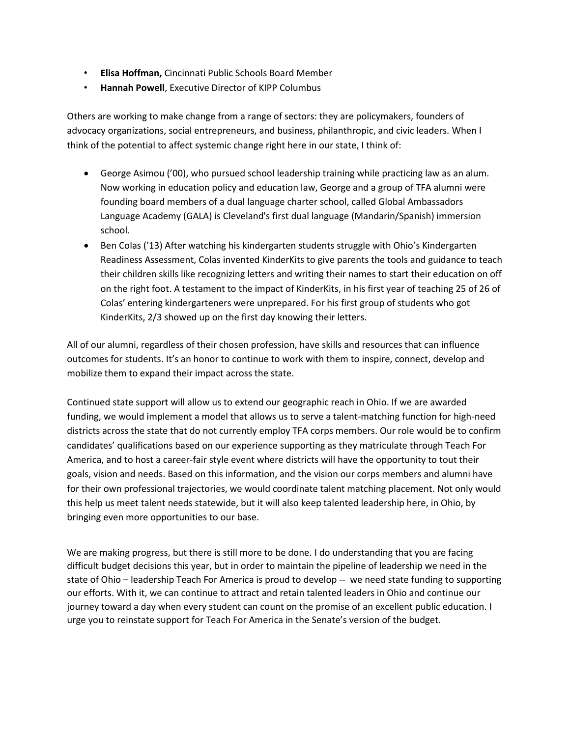- **Elisa Hoffman,** Cincinnati Public Schools Board Member
- **Hannah Powell**, Executive Director of KIPP Columbus

Others are working to make change from a range of sectors: they are policymakers, founders of advocacy organizations, social entrepreneurs, and business, philanthropic, and civic leaders. When I think of the potential to affect systemic change right here in our state, I think of:

- George Asimou ('00), who pursued school leadership training while practicing law as an alum. Now working in education policy and education law, George and a group of TFA alumni were founding board members of a dual language charter school, called Global Ambassadors Language Academy (GALA) is Cleveland's first dual language (Mandarin/Spanish) immersion school.
- Ben Colas ('13) After watching his kindergarten students struggle with Ohio's Kindergarten Readiness Assessment, Colas invented KinderKits to give parents the tools and guidance to teach their children skills like recognizing letters and writing their names to start their education on off on the right foot. A testament to the impact of KinderKits, in his first year of teaching 25 of 26 of Colas' entering kindergarteners were unprepared. For his first group of students who got KinderKits, 2/3 showed up on the first day knowing their letters.

All of our alumni, regardless of their chosen profession, have skills and resources that can influence outcomes for students. It's an honor to continue to work with them to inspire, connect, develop and mobilize them to expand their impact across the state.

Continued state support will allow us to extend our geographic reach in Ohio. If we are awarded funding, we would implement a model that allows us to serve a talent-matching function for high-need districts across the state that do not currently employ TFA corps members. Our role would be to confirm candidates' qualifications based on our experience supporting as they matriculate through Teach For America, and to host a career-fair style event where districts will have the opportunity to tout their goals, vision and needs. Based on this information, and the vision our corps members and alumni have for their own professional trajectories, we would coordinate talent matching placement. Not only would this help us meet talent needs statewide, but it will also keep talented leadership here, in Ohio, by bringing even more opportunities to our base.

We are making progress, but there is still more to be done. I do understanding that you are facing difficult budget decisions this year, but in order to maintain the pipeline of leadership we need in the state of Ohio – leadership Teach For America is proud to develop -- we need state funding to supporting our efforts. With it, we can continue to attract and retain talented leaders in Ohio and continue our journey toward a day when every student can count on the promise of an excellent public education. I urge you to reinstate support for Teach For America in the Senate's version of the budget.